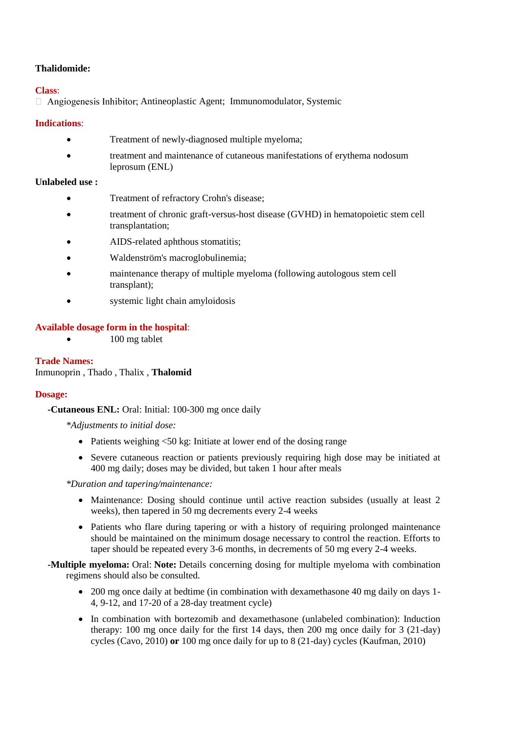**Thalidomide:**

**Class**:

Angiogenesis Inhibitor; Antineoplastic Agent; Immunomodulator, Systemic

**Indications**:

- Treatment of newly-diagnosed multiple myeloma;
- treatment and maintenance of cutaneous manifestations of erythema nodosum leprosum (ENL)

**Unlabeled use :**

- Treatment of refractory Crohn's disease;
- treatment of chronic graft-versus-host disease (GVHD) in hematopoietic stem cell transplantation;
- AIDS-related aphthous stomatitis;
- Waldenström's macroglobulinemia;
- maintenance therapy of multiple myeloma (following autologous stem cell transplant);
- systemic light chain amyloidosis

**Available dosage form in the hospital**:

- 100 mg tablet

**Trade Names:**

Inmunoprin , Thado , Thalix , **Thalomid**

**Dosage:**

**-Cutaneous ENL:** Oral: Initial: 100-300 mg once daily

*\*Adjustments to initial dose:*

- Patients weighing <50 kg: Initiate at lower end of the dosing range
- Severe cutaneous reaction or patients previously requiring high dose may be initiated at 400 mg daily; doses may be divided, but taken 1 hour after meals

*\*Duration and tapering/maintenance:*

- Maintenance: Dosing should continue until active reaction subsides (usually at least 2 weeks), then tapered in 50 mg decrements every 2-4 weeks
- Patients who flare during tapering or with a history of requiring prolonged maintenance should be maintained on the minimum dosage necessary to control the reaction. Efforts to taper should be repeated every 3-6 months, in decrements of 50 mg every 2-4 weeks.

**-Multiple myeloma:** Oral: **Note:** Details concerning dosing for multiple myeloma with combination regimens should also be consulted.

- 200 mg once daily at bedtime (in combination with dexamethasone 40 mg daily on days 1-4, 9-12, and 17-20 of a 28-day treatment cycle)
- In combination with bortezomib and dexamethasone (unlabeled combination): Induction therapy: 100 mg once daily for the first 14 days, then 200 mg once daily for 3 (21-day) cycles (Cavo, 2010) **or** 100 mg once daily for up to 8 (21-day) cycles (Kaufman, 2010)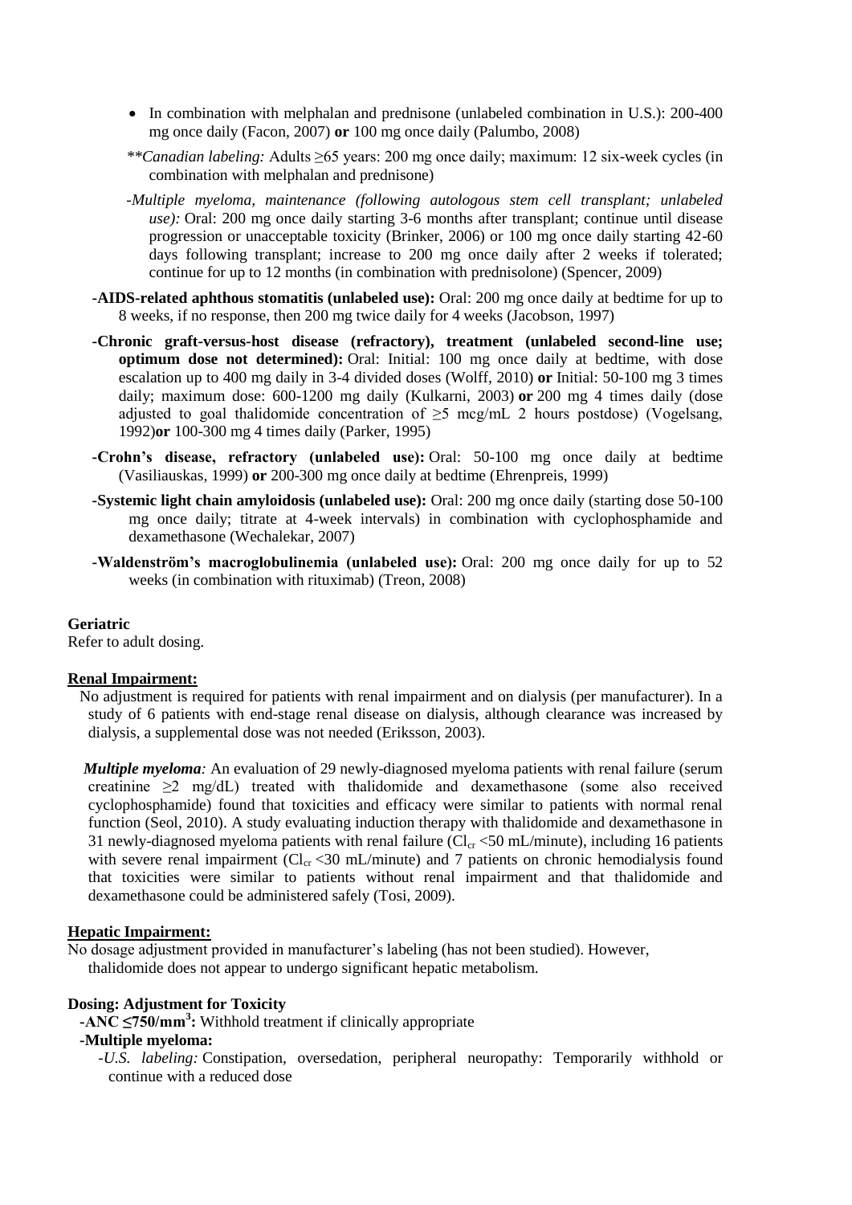- In combination with melphalan and prednisone (unlabeled combination in U.S.): 200-400 mg once daily (Facon, 2007) **or** 100 mg once daily (Palumbo, 2008)

*\*Canadian labeling:* Adults ≥65 years: 200 mg once daily; maximum: 12 six-week cycles (in combination with melphalan and prednisone)

*-Multiple myeloma, maintenance (following autologous stem cell transplant; unlabeled use):* Oral: 200 mg once daily starting 3-6 months after transplant; continue until disease progression or unacceptable toxicity (Brinker, 2006) or 100 mg once daily starting 42-60 days following transplant; increase to 200 mg once daily after 2 weeks if tolerated; continue for up to 12 months (in combination with prednisolone) (Spencer, 2009)

**-AIDS-related aphthous stomatitis (unlabeled use):** Oral: 200 mg once daily at bedtime for up to 8 weeks, if no response, then 200 mg twice daily for 4 weeks (Jacobson, 1997)

**-Chronic graft-versus-host disease (refractory), treatment (unlabeled second-line use; optimum dose not determined):** Oral: Initial: 100 mg once daily at bedtime, with dose escalation up to 400 mg daily in 3-4 divided doses (Wolff, 2010) **or** Initial: 50-100 mg 3 times daily; maximum dose: 600-1200 mg daily (Kulkarni, 2003) **or** 200 mg 4 times daily (dose adjusted to goal thalidomide concentration of ≥5 mcg/mL 2 hours postdose) (Vogelsang, 1992)**or** 100-300 mg 4 times daily (Parker, 1995)

**-Crohn's disease, refractory (unlabeled use):** Oral: 50-100 mg once daily at bedtime (Vasiliauskas, 1999) **or** 200-300 mg once daily at bedtime (Ehrenpreis, 1999)

**-Systemic light chain amyloidosis (unlabeled use):** Oral: 200 mg once daily (starting dose 50-100 mg once daily; titrate at 4-week intervals) in combination with cyclophosphamide and dexamethasone (Wechalekar, 2007)

**-Waldenström's macroglobulinemia (unlabeled use):** Oral: 200 mg once daily for up to 52 weeks (in combination with rituximab) (Treon, 2008)

**Geriatric**

Refer to adult dosing.

**Renal Impairment:**

No adjustment is required for patients with renal impairment and on dialysis (per manufacturer). In a study of 6 patients with end-stage renal disease on dialysis, although clearance was increased by dialysis, a supplemental dose was not needed (Eriksson, 2003).

***Multiple myeloma:*** An evaluation of 29 newly-diagnosed myeloma patients with renal failure (serum creatinine ≥2 mg/dL) treated with thalidomide and dexamethasone (some also received cyclophosphamide) found that toxicities and efficacy were similar to patients with normal renal function (Seol, 2010). A study evaluating induction therapy with thalidomide and dexamethasone in 31 newly-diagnosed myeloma patients with renal failure ($Cl_{cr}$ <50 mL/minute), including 16 patients with severe renal impairment ($Cl_{cr}$ <30 mL/minute) and 7 patients on chronic hemodialysis found that toxicities were similar to patients without renal impairment and that thalidomide and dexamethasone could be administered safely (Tosi, 2009).

**Hepatic Impairment:**

No dosage adjustment provided in manufacturer's labeling (has not been studied). However, thalidomide does not appear to undergo significant hepatic metabolism.

**Dosing: Adjustment for Toxicity**

**-ANC ≤750/mm$^3$:** Withhold treatment if clinically appropriate

**-Multiple myeloma:**

*-U.S. labeling:* Constipation, oversedation, peripheral neuropathy: Temporarily withhold or continue with a reduced dose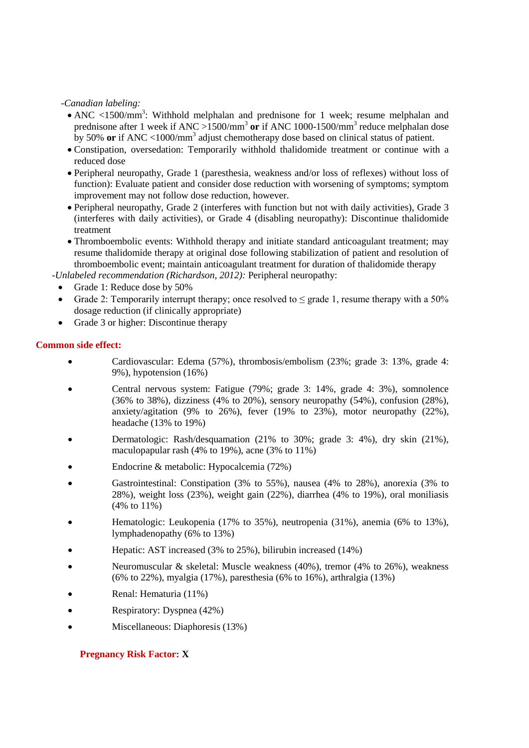*-Canadian labeling:*

- ANC <1500/mm$^3$: Withhold melphalan and prednisone for 1 week; resume melphalan and prednisone after 1 week if ANC >1500/mm$^3$ **or** if ANC 1000-1500/mm$^3$ reduce melphalan dose by 50% **or** if ANC <1000/mm$^3$ adjust chemotherapy dose based on clinical status of patient.
- Constipation, oversedation: Temporarily withhold thalidomide treatment or continue with a reduced dose
- Peripheral neuropathy, Grade 1 (paresthesia, weakness and/or loss of reflexes) without loss of function): Evaluate patient and consider dose reduction with worsening of symptoms; symptom improvement may not follow dose reduction, however.
- Peripheral neuropathy, Grade 2 (interferes with function but not with daily activities), Grade 3 (interferes with daily activities), or Grade 4 (disabling neuropathy): Discontinue thalidomide treatment
- Thromboembolic events: Withhold therapy and initiate standard anticoagulant treatment; may resume thalidomide therapy at original dose following stabilization of patient and resolution of thromboembolic event; maintain anticoagulant treatment for duration of thalidomide therapy

*-Unlabeled recommendation (Richardson, 2012):* Peripheral neuropathy:

- Grade 1: Reduce dose by 50%
- Grade 2: Temporarily interrupt therapy; once resolved to ≤ grade 1, resume therapy with a 50% dosage reduction (if clinically appropriate)
- Grade 3 or higher: Discontinue therapy

**Common side effect:**

- Cardiovascular: Edema (57%), thrombosis/embolism (23%; grade 3: 13%, grade 4: 9%), hypotension (16%)
- Central nervous system: Fatigue (79%; grade 3: 14%, grade 4: 3%), somnolence (36% to 38%), dizziness (4% to 20%), sensory neuropathy (54%), confusion (28%), anxiety/agitation (9% to 26%), fever (19% to 23%), motor neuropathy (22%), headache (13% to 19%)
- Dermatologic: Rash/desquamation (21% to 30%; grade 3: 4%), dry skin (21%), maculopapular rash (4% to 19%), acne (3% to 11%)
- Endocrine & metabolic: Hypocalcemia (72%)
- Gastrointestinal: Constipation (3% to 55%), nausea (4% to 28%), anorexia (3% to 28%), weight loss (23%), weight gain (22%), diarrhea (4% to 19%), oral moniliasis (4% to 11%)
- Hematologic: Leukopenia (17% to 35%), neutropenia (31%), anemia (6% to 13%), lymphadenopathy (6% to 13%)
- Hepatic: AST increased (3% to 25%), bilirubin increased (14%)
- Neuromuscular & skeletal: Muscle weakness (40%), tremor (4% to 26%), weakness (6% to 22%), myalgia (17%), paresthesia (6% to 16%), arthralgia (13%)
- Renal: Hematuria (11%)
- Respiratory: Dyspnea (42%)
- Miscellaneous: Diaphoresis (13%)

**Pregnancy Risk Factor: X**